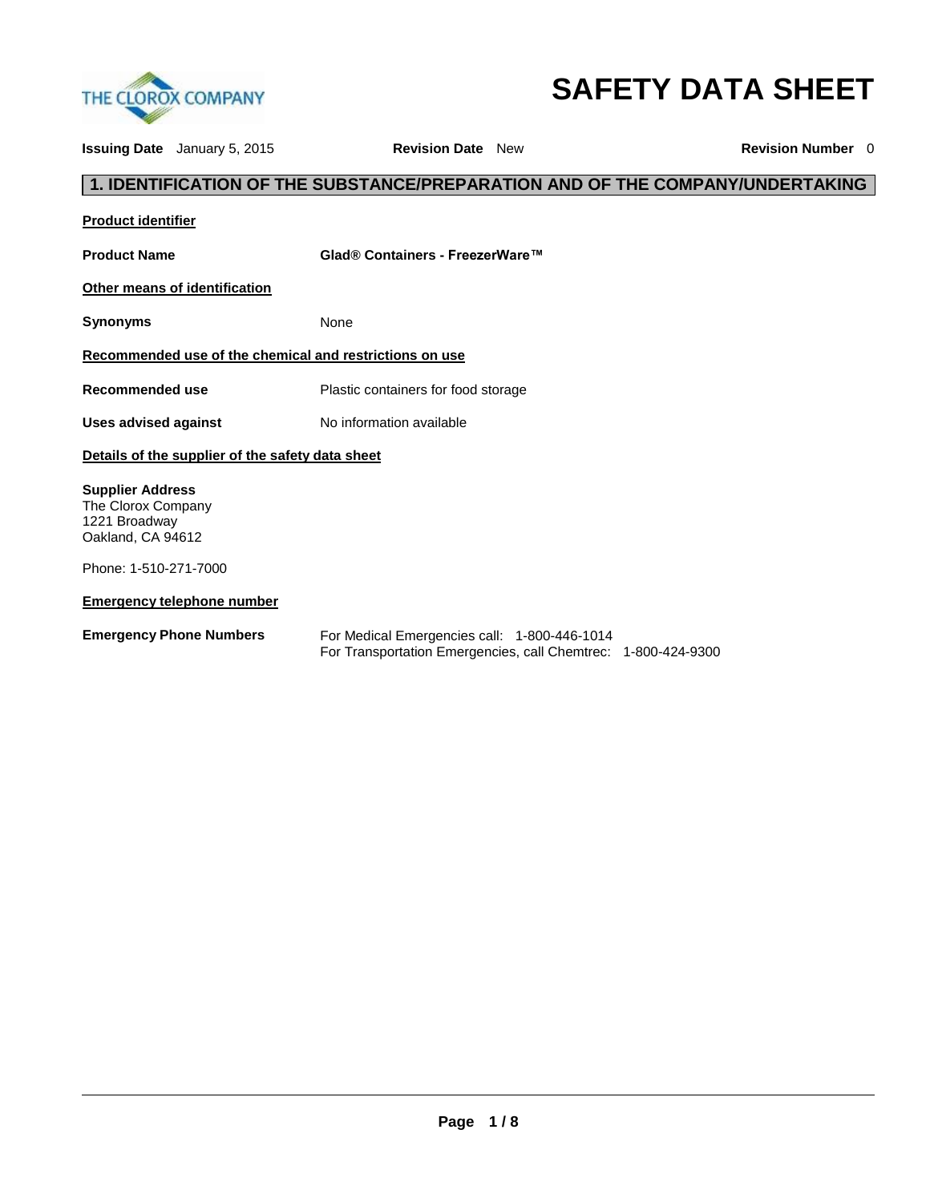THE CLOROX COMPANY

# SAFETY DATA SHEET

**Issuing Date** January 5, 2015 **Revision Date** New **Revision Number** 0

## 1. IDENTIFICATION OF THE SUBSTANCE/PREPARATION AND OF THE COMPANY/UNDERTAKING

**Product identifier**

**Product Name** **Glad® Containers - FreezerWare™**

**Other means of identification**

**Synonyms** None

**Recommended use of the chemical and restrictions on use**

**Recommended use** Plastic containers for food storage

**Uses advised against** No information available

**Details of the supplier of the safety data sheet**

**Supplier Address**
The Clorox Company
1221 Broadway
Oakland, CA 94612

Phone: 1-510-271-7000

**Emergency telephone number**

**Emergency Phone Numbers**
For Medical Emergencies call: 1-800-446-1014
For Transportation Emergencies, call Chemtrec: 1-800-424-9300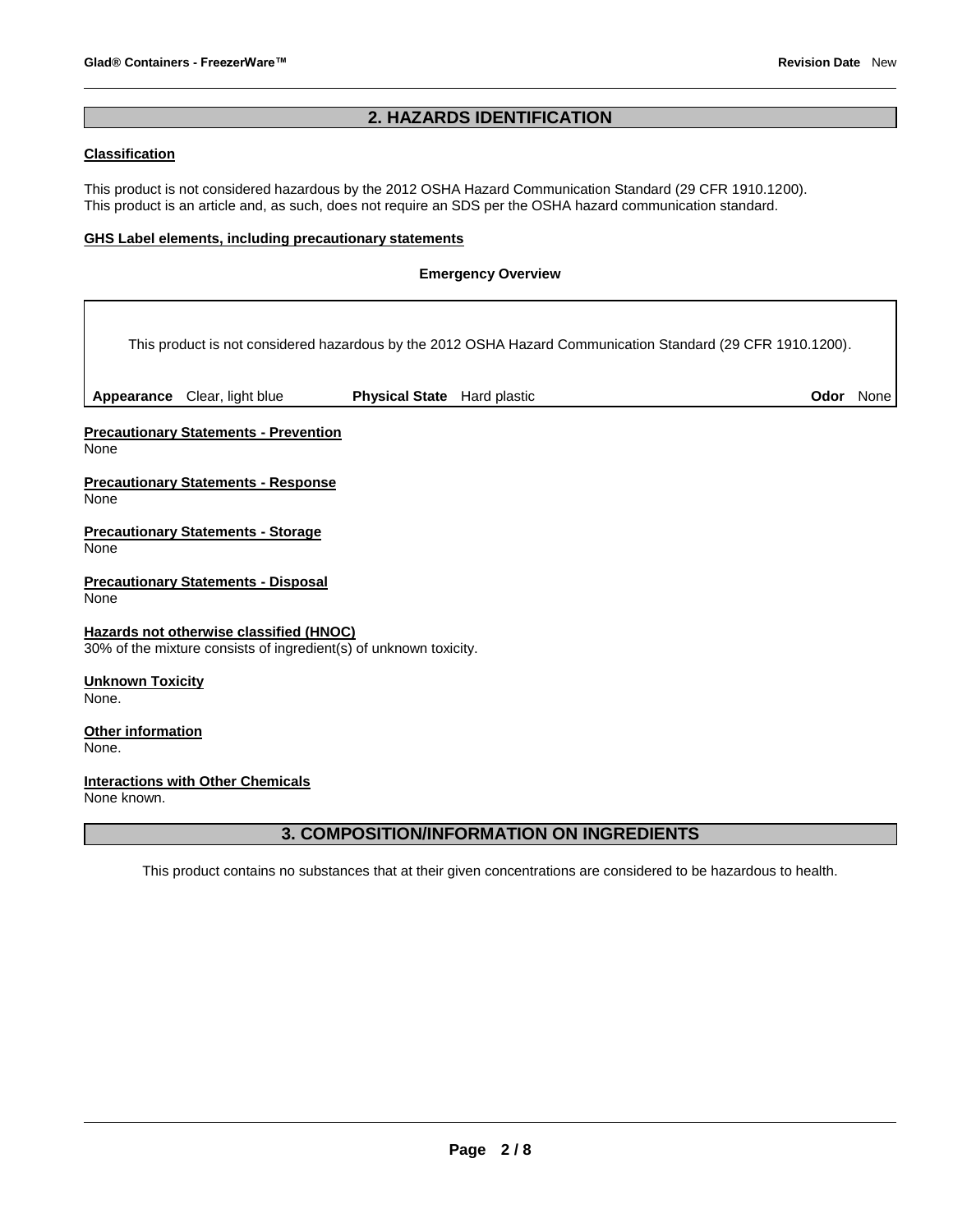## 2. HAZARDS IDENTIFICATION

**Classification**

This product is not considered hazardous by the 2012 OSHA Hazard Communication Standard (29 CFR 1910.1200).
This product is an article and, as such, does not require an SDS per the OSHA hazard communication standard.

**GHS Label elements, including precautionary statements**

**Emergency Overview**

This product is not considered hazardous by the 2012 OSHA Hazard Communication Standard (29 CFR 1910.1200).

| **Appearance** Clear, light blue | **Physical State** Hard plastic | **Odor** None |
|---|---|---|

**Precautionary Statements - Prevention**
None

**Precautionary Statements - Response**
None

**Precautionary Statements - Storage**
None

**Precautionary Statements - Disposal**
None

**Hazards not otherwise classified (HNOC)**
30% of the mixture consists of ingredient(s) of unknown toxicity.

**Unknown Toxicity**
None.

**Other information**
None.

**Interactions with Other Chemicals**
None known.

## 3. COMPOSITION/INFORMATION ON INGREDIENTS

This product contains no substances that at their given concentrations are considered to be hazardous to health.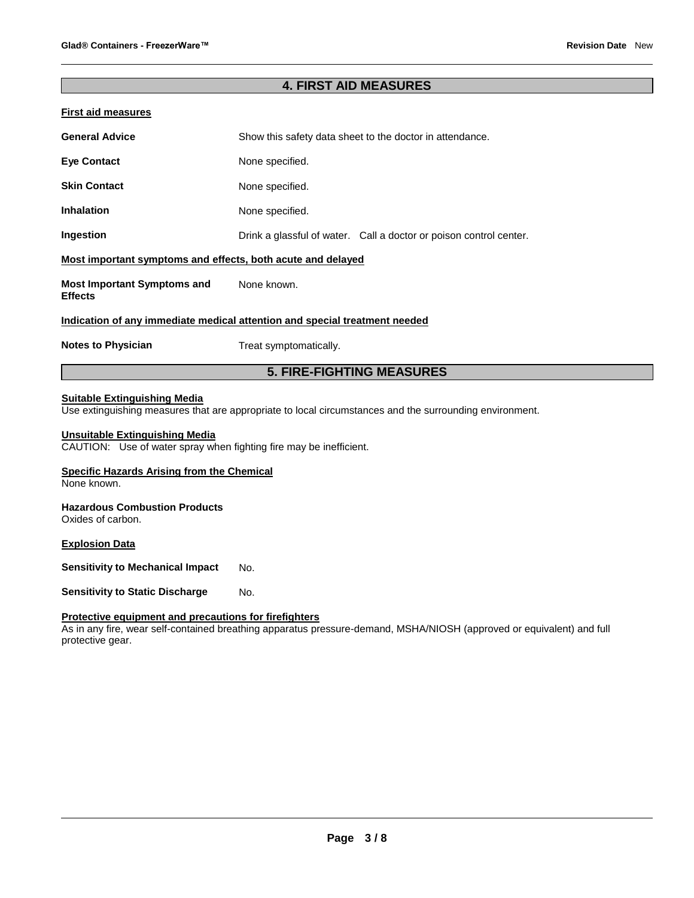## 4. FIRST AID MEASURES

### First aid measures

| | |
|---|---|
| **General Advice** | Show this safety data sheet to the doctor in attendance. |
| **Eye Contact** | None specified. |
| **Skin Contact** | None specified. |
| **Inhalation** | None specified. |
| **Ingestion** | Drink a glassful of water. Call a doctor or poison control center. |

### Most important symptoms and effects, both acute and delayed

| | |
|---|---|
| **Most Important Symptoms and Effects** | None known. |

### Indication of any immediate medical attention and special treatment needed

| | |
|---|---|
| **Notes to Physician** | Treat symptomatically. |

## 5. FIRE-FIGHTING MEASURES

### Suitable Extinguishing Media

Use extinguishing measures that are appropriate to local circumstances and the surrounding environment.

### Unsuitable Extinguishing Media

CAUTION: Use of water spray when fighting fire may be inefficient.

### Specific Hazards Arising from the Chemical

None known.

**Hazardous Combustion Products**

Oxides of carbon.

### Explosion Data

| | |
|---|---|
| **Sensitivity to Mechanical Impact** | No. |
| **Sensitivity to Static Discharge** | No. |

### Protective equipment and precautions for firefighters

As in any fire, wear self-contained breathing apparatus pressure-demand, MSHA/NIOSH (approved or equivalent) and full protective gear.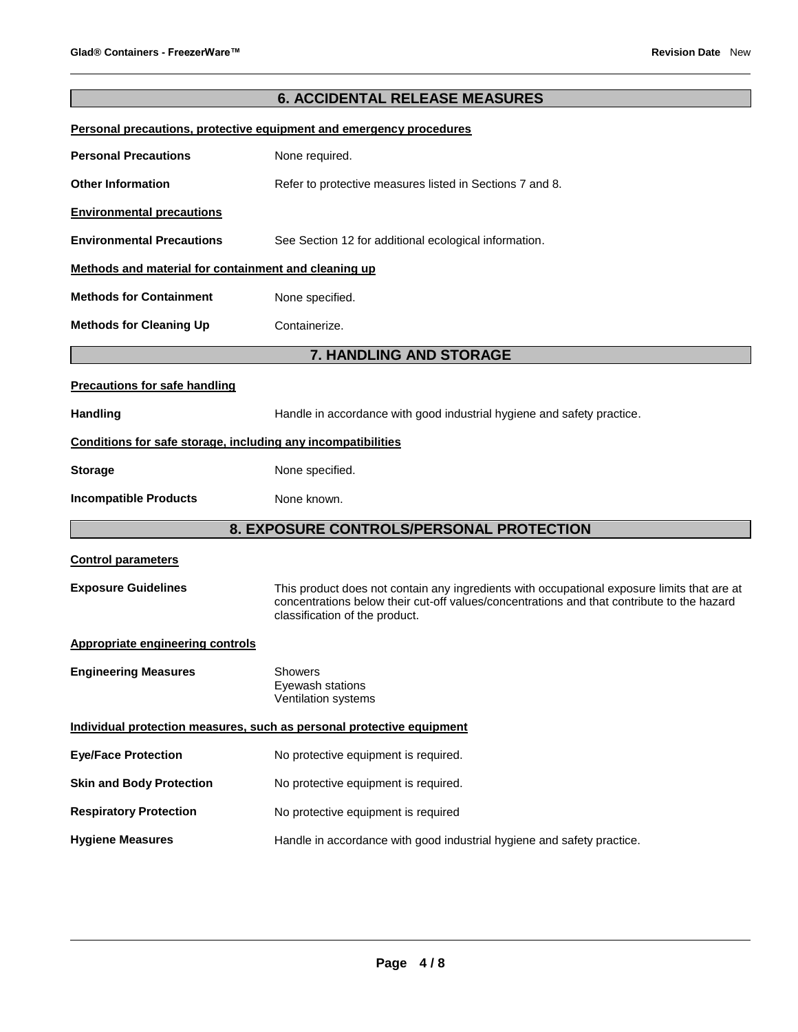## 6. ACCIDENTAL RELEASE MEASURES

**Personal precautions, protective equipment and emergency procedures**

**Personal Precautions** None required.

**Other Information** Refer to protective measures listed in Sections 7 and 8.

**Environmental precautions**

**Environmental Precautions** See Section 12 for additional ecological information.

**Methods and material for containment and cleaning up**

**Methods for Containment** None specified.

**Methods for Cleaning Up** Containerize.

## 7. HANDLING AND STORAGE

**Precautions for safe handling**

**Handling** Handle in accordance with good industrial hygiene and safety practice.

**Conditions for safe storage, including any incompatibilities**

**Storage** None specified.

**Incompatible Products** None known.

## 8. EXPOSURE CONTROLS/PERSONAL PROTECTION

**Control parameters**

**Exposure Guidelines** This product does not contain any ingredients with occupational exposure limits that are at concentrations below their cut-off values/concentrations and that contribute to the hazard classification of the product.

**Appropriate engineering controls**

**Engineering Measures** Showers
Eyewash stations
Ventilation systems

**Individual protection measures, such as personal protective equipment**

**Eye/Face Protection** No protective equipment is required.

**Skin and Body Protection** No protective equipment is required.

**Respiratory Protection** No protective equipment is required

**Hygiene Measures** Handle in accordance with good industrial hygiene and safety practice.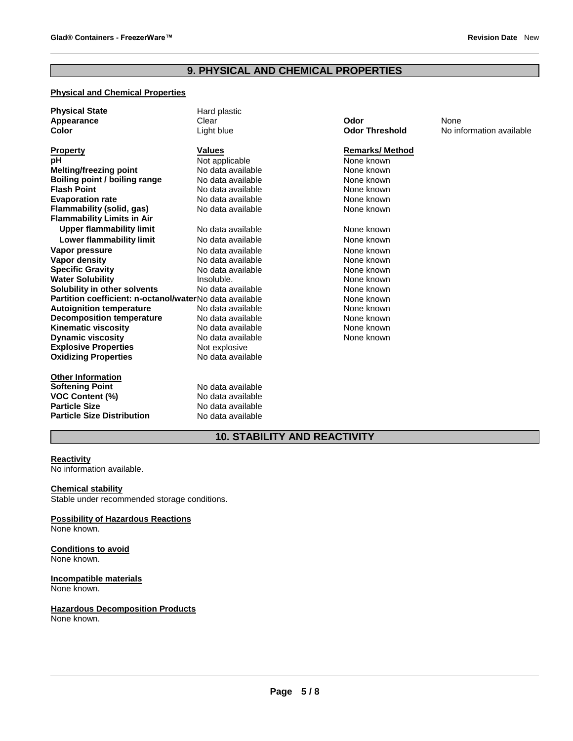## 9. PHYSICAL AND CHEMICAL PROPERTIES

### Physical and Chemical Properties

| | | | |
|---|---|---|---|
| **Physical State** | Hard plastic | | |
| **Appearance** | Clear | **Odor** | None |
| **Color** | Light blue | **Odor Threshold** | No information available |

| **Property** | **Values** | **Remarks/ Method** |
|---|---|---|
| **pH** | Not applicable | None known |
| **Melting/freezing point** | No data available | None known |
| **Boiling point / boiling range** | No data available | None known |
| **Flash Point** | No data available | None known |
| **Evaporation rate** | No data available | None known |
| **Flammability (solid, gas)** | No data available | None known |
| **Flammability Limits in Air** | | |
| **Upper flammability limit** | No data available | None known |
| **Lower flammability limit** | No data available | None known |
| **Vapor pressure** | No data available | None known |
| **Vapor density** | No data available | None known |
| **Specific Gravity** | No data available | None known |
| **Water Solubility** | Insoluble. | None known |
| **Solubility in other solvents** | No data available | None known |
| **Partition coefficient: n-octanol/water** | No data available | None known |
| **Autoignition temperature** | No data available | None known |
| **Decomposition temperature** | No data available | None known |
| **Kinematic viscosity** | No data available | None known |
| **Dynamic viscosity** | No data available | None known |
| **Explosive Properties** | Not explosive | |
| **Oxidizing Properties** | No data available | |

### Other Information

| | |
|---|---|
| **Softening Point** | No data available |
| **VOC Content (%)** | No data available |
| **Particle Size** | No data available |
| **Particle Size Distribution** | No data available |

## 10. STABILITY AND REACTIVITY

**Reactivity**
No information available.

**Chemical stability**
Stable under recommended storage conditions.

**Possibility of Hazardous Reactions**
None known.

**Conditions to avoid**
None known.

**Incompatible materials**
None known.

**Hazardous Decomposition Products**
None known.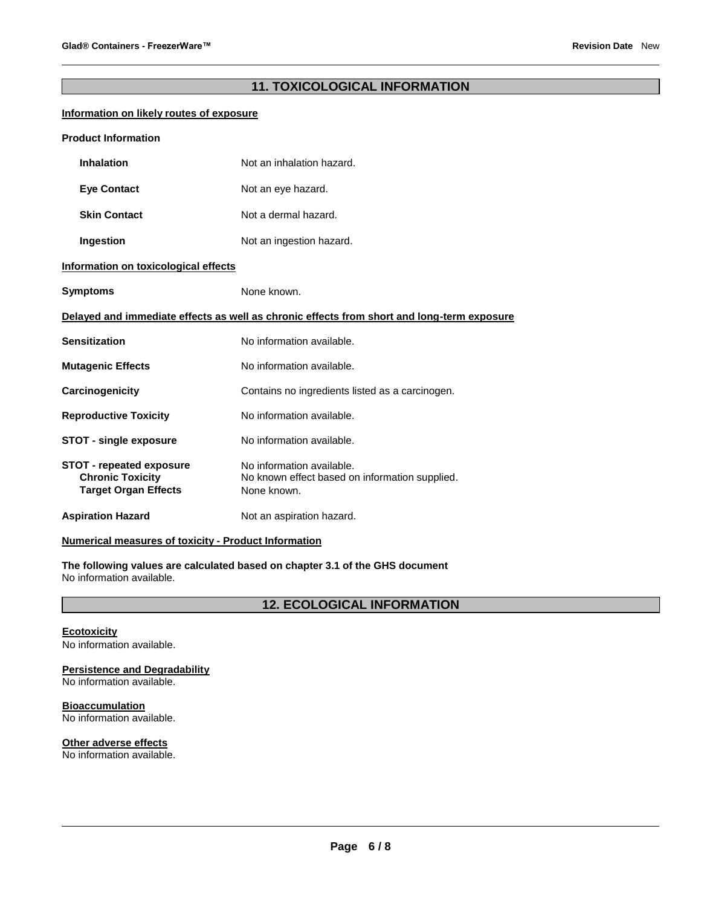## 11. TOXICOLOGICAL INFORMATION

**Information on likely routes of exposure**

**Product Information**

| | |
|---|---|
| **Inhalation** | Not an inhalation hazard. |
| **Eye Contact** | Not an eye hazard. |
| **Skin Contact** | Not a dermal hazard. |
| **Ingestion** | Not an ingestion hazard. |

**Information on toxicological effects**

| | |
|---|---|
| **Symptoms** | None known. |

**Delayed and immediate effects as well as chronic effects from short and long-term exposure**

| | |
|---|---|
| **Sensitization** | No information available. |
| **Mutagenic Effects** | No information available. |
| **Carcinogenicity** | Contains no ingredients listed as a carcinogen. |
| **Reproductive Toxicity** | No information available. |
| **STOT - single exposure** | No information available. |
| **STOT - repeated exposure** | No information available. |
| **Chronic Toxicity** | No known effect based on information supplied. |
| **Target Organ Effects** | None known. |
| **Aspiration Hazard** | Not an aspiration hazard. |

**Numerical measures of toxicity - Product Information**

**The following values are calculated based on chapter 3.1 of the GHS document**
No information available.

## 12. ECOLOGICAL INFORMATION

**Ecotoxicity**
No information available.

**Persistence and Degradability**
No information available.

**Bioaccumulation**
No information available.

**Other adverse effects**
No information available.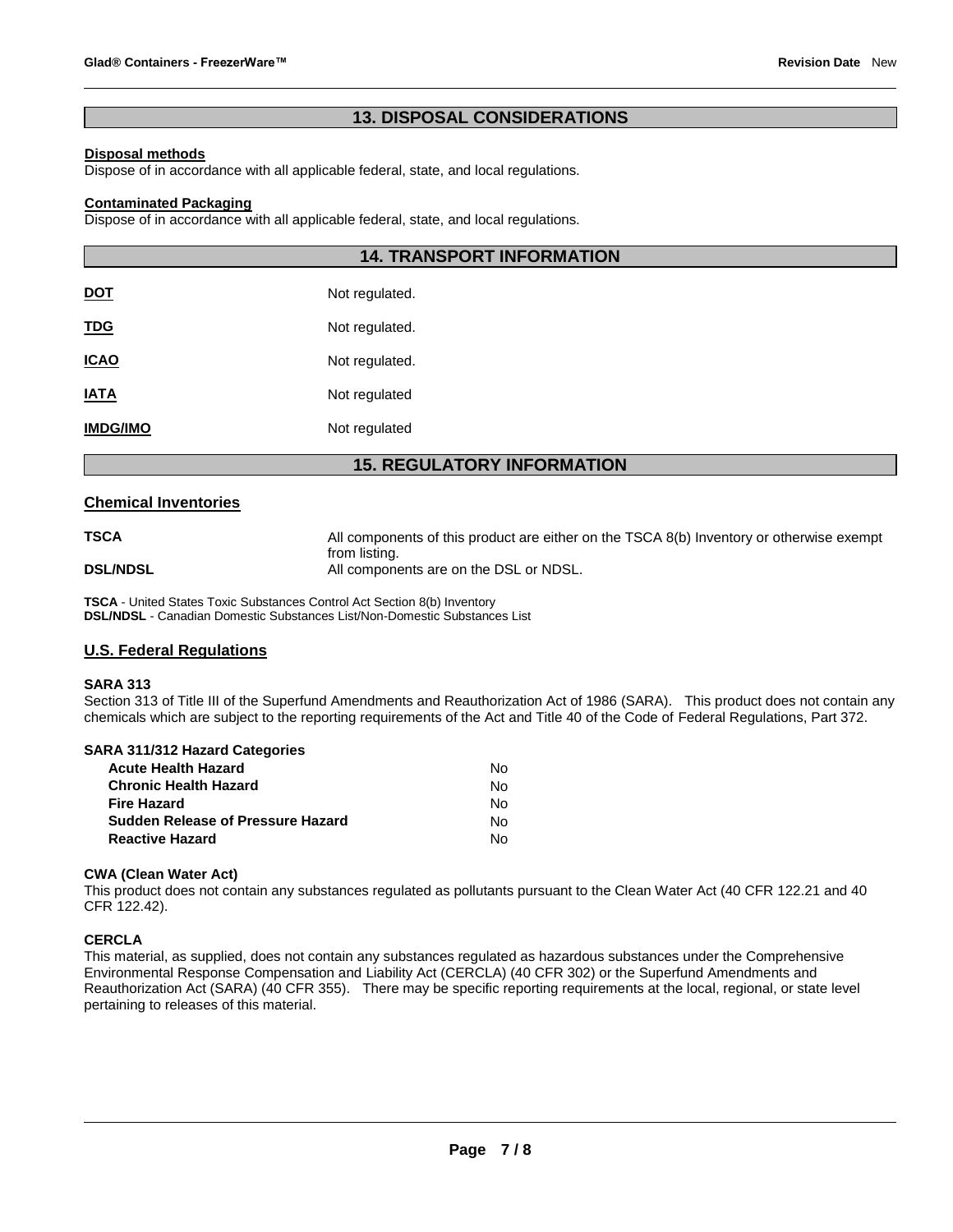## 13. DISPOSAL CONSIDERATIONS

**Disposal methods**

Dispose of in accordance with all applicable federal, state, and local regulations.

**Contaminated Packaging**

Dispose of in accordance with all applicable federal, state, and local regulations.

## 14. TRANSPORT INFORMATION

| | |
|---|---|
| **DOT** | Not regulated. |
| **TDG** | Not regulated. |
| **ICAO** | Not regulated. |
| **IATA** | Not regulated |
| **IMDG/IMO** | Not regulated |

## 15. REGULATORY INFORMATION

### Chemical Inventories

| | |
|---|---|
| **TSCA** | All components of this product are either on the TSCA 8(b) Inventory or otherwise exempt from listing. |
| **DSL/NDSL** | All components are on the DSL or NDSL. |

**TSCA** - United States Toxic Substances Control Act Section 8(b) Inventory
**DSL/NDSL** - Canadian Domestic Substances List/Non-Domestic Substances List

### U.S. Federal Regulations

**SARA 313**

Section 313 of Title III of the Superfund Amendments and Reauthorization Act of 1986 (SARA). This product does not contain any chemicals which are subject to the reporting requirements of the Act and Title 40 of the Code of Federal Regulations, Part 372.

**SARA 311/312 Hazard Categories**

| | |
|---|---|
| **Acute Health Hazard** | No |
| **Chronic Health Hazard** | No |
| **Fire Hazard** | No |
| **Sudden Release of Pressure Hazard** | No |
| **Reactive Hazard** | No |

**CWA (Clean Water Act)**

This product does not contain any substances regulated as pollutants pursuant to the Clean Water Act (40 CFR 122.21 and 40 CFR 122.42).

**CERCLA**

This material, as supplied, does not contain any substances regulated as hazardous substances under the Comprehensive Environmental Response Compensation and Liability Act (CERCLA) (40 CFR 302) or the Superfund Amendments and Reauthorization Act (SARA) (40 CFR 355). There may be specific reporting requirements at the local, regional, or state level pertaining to releases of this material.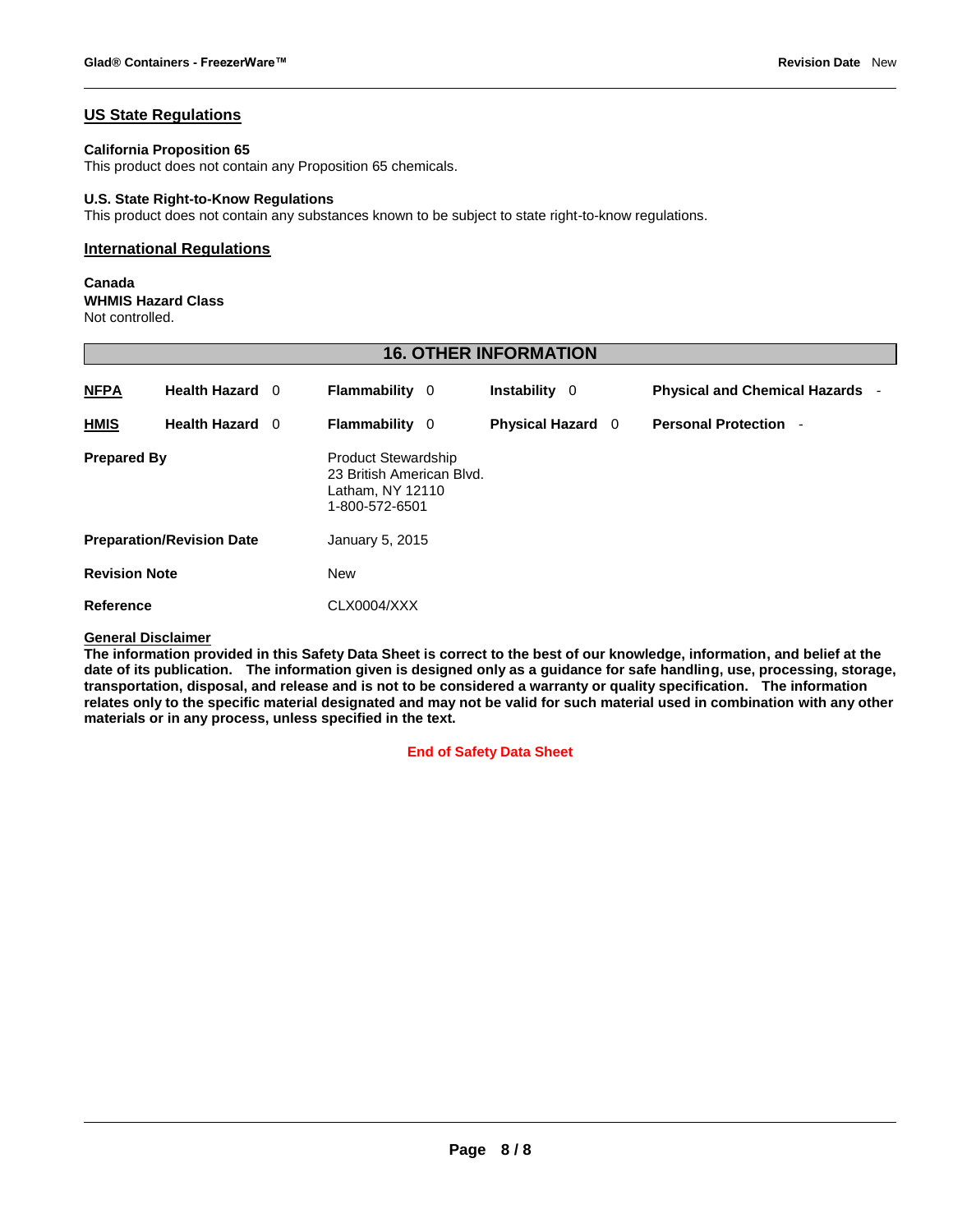## US State Regulations

**California Proposition 65**
This product does not contain any Proposition 65 chemicals.

**U.S. State Right-to-Know Regulations**
This product does not contain any substances known to be subject to state right-to-know regulations.

## International Regulations

**Canada**
**WHMIS Hazard Class**
Not controlled.

## 16. OTHER INFORMATION

| | | | | |
|---|---|---|---|---|
| **NFPA** | **Health Hazard** 0 | **Flammability** 0 | **Instability** 0 | **Physical and Chemical Hazards** - |
| **HMIS** | **Health Hazard** 0 | **Flammability** 0 | **Physical Hazard** 0 | **Personal Protection** - |

| | |
|---|---|
| **Prepared By** | Product Stewardship<br>23 British American Blvd.<br>Latham, NY 12110<br>1-800-572-6501 |
| **Preparation/Revision Date** | January 5, 2015 |
| **Revision Note** | New |
| **Reference** | CLX0004/XXX |

**General Disclaimer**
**The information provided in this Safety Data Sheet is correct to the best of our knowledge, information, and belief at the date of its publication. The information given is designed only as a guidance for safe handling, use, processing, storage, transportation, disposal, and release and is not to be considered a warranty or quality specification. The information relates only to the specific material designated and may not be valid for such material used in combination with any other materials or in any process, unless specified in the text.**

**End of Safety Data Sheet**